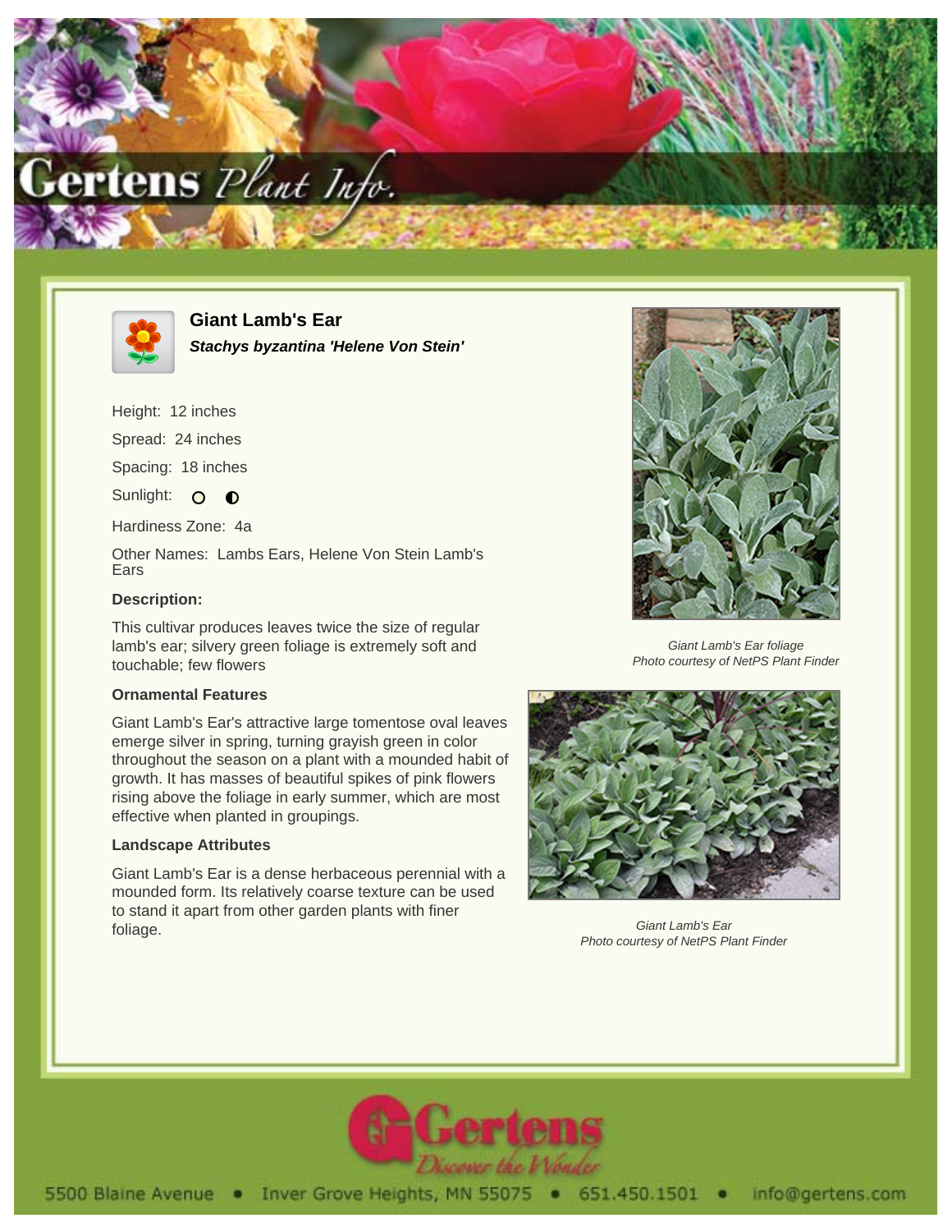# Giant Lamb's Ear

***Stachys byzantina 'Helene Von Stein'***

Height: 12 inches

Spread: 24 inches

Spacing: 18 inches

Sunlight: ○ ◐

Hardiness Zone: 4a

Other Names: Lambs Ears, Helene Von Stein Lamb's Ears

### Description:

This cultivar produces leaves twice the size of regular lamb's ear; silvery green foliage is extremely soft and touchable; few flowers

### Ornamental Features

Giant Lamb's Ear's attractive large tomentose oval leaves emerge silver in spring, turning grayish green in color throughout the season on a plant with a mounded habit of growth. It has masses of beautiful spikes of pink flowers rising above the foliage in early summer, which are most effective when planted in groupings.

### Landscape Attributes

Giant Lamb's Ear is a dense herbaceous perennial with a mounded form. Its relatively coarse texture can be used to stand it apart from other garden plants with finer foliage.

*Giant Lamb's Ear foliage*
*Photo courtesy of NetPS Plant Finder*

*Giant Lamb's Ear*
*Photo courtesy of NetPS Plant Finder*

5500 Blaine Avenue • Inver Grove Heights, MN 55075 • 651.450.1501 • info@gertens.com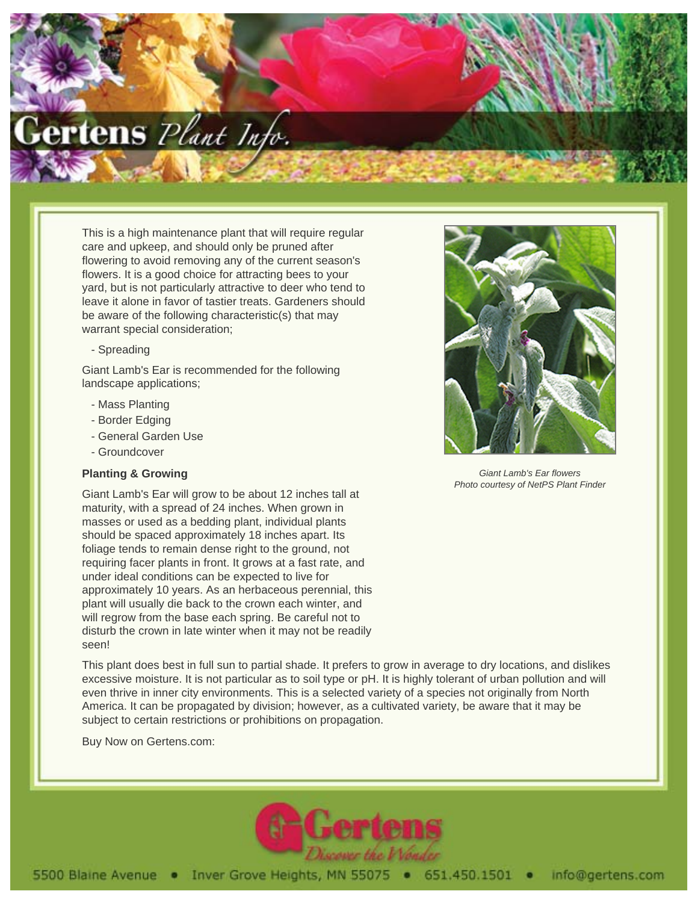This is a high maintenance plant that will require regular care and upkeep, and should only be pruned after flowering to avoid removing any of the current season's flowers. It is a good choice for attracting bees to your yard, but is not particularly attractive to deer who tend to leave it alone in favor of tastier treats. Gardeners should be aware of the following characteristic(s) that may warrant special consideration;

- Spreading

Giant Lamb's Ear is recommended for the following landscape applications;

- Mass Planting
- Border Edging
- General Garden Use
- Groundcover

Giant Lamb's Ear flowers
Photo courtesy of NetPS Plant Finder

**Planting & Growing**

Giant Lamb's Ear will grow to be about 12 inches tall at maturity, with a spread of 24 inches. When grown in masses or used as a bedding plant, individual plants should be spaced approximately 18 inches apart. Its foliage tends to remain dense right to the ground, not requiring facer plants in front. It grows at a fast rate, and under ideal conditions can be expected to live for approximately 10 years. As an herbaceous perennial, this plant will usually die back to the crown each winter, and will regrow from the base each spring. Be careful not to disturb the crown in late winter when it may not be readily seen!

This plant does best in full sun to partial shade. It prefers to grow in average to dry locations, and dislikes excessive moisture. It is not particular as to soil type or pH. It is highly tolerant of urban pollution and will even thrive in inner city environments. This is a selected variety of a species not originally from North America. It can be propagated by division; however, as a cultivated variety, be aware that it may be subject to certain restrictions or prohibitions on propagation.

Buy Now on Gertens.com: